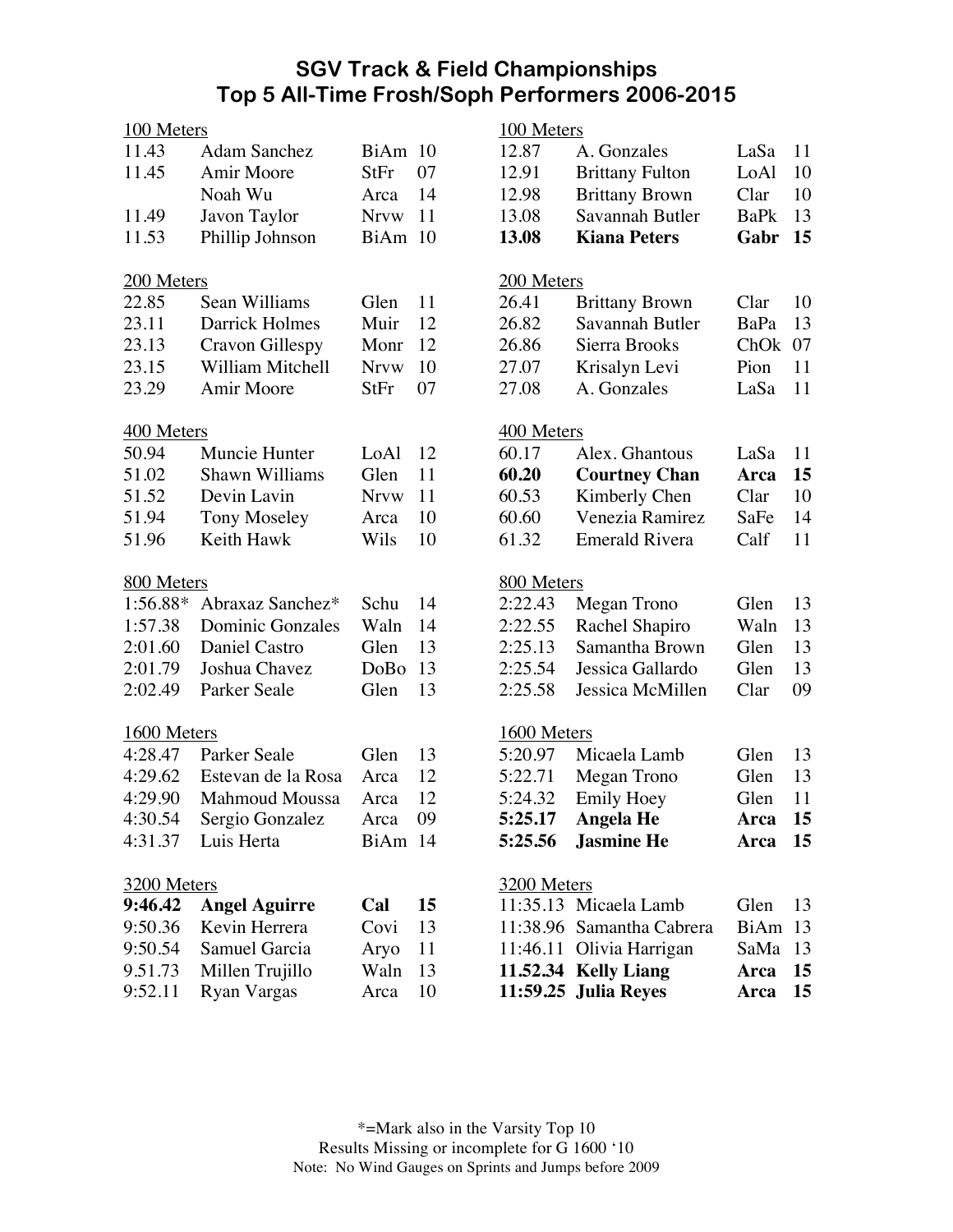# SGV Track & Field Championships
## Top 5 All-Time Frosh/Soph Performers 2006-2015

### 100 Meters

| Mark | Name | School | Year |
|---|---|---|---|
| 11.43 | Adam Sanchez | BiAm | 10 |
| 11.45 | Amir Moore | StFr | 07 |
| | Noah Wu | Arca | 14 |
| 11.49 | Javon Taylor | Nrvw | 11 |
| 11.53 | Phillip Johnson | BiAm | 10 |

### 200 Meters

| Mark | Name | School | Year |
|---|---|---|---|
| 22.85 | Sean Williams | Glen | 11 |
| 23.11 | Darrick Holmes | Muir | 12 |
| 23.13 | Cravon Gillespy | Monr | 12 |
| 23.15 | William Mitchell | Nrvw | 10 |
| 23.29 | Amir Moore | StFr | 07 |

### 400 Meters

| Mark | Name | School | Year |
|---|---|---|---|
| 50.94 | Muncie Hunter | LoAl | 12 |
| 51.02 | Shawn Williams | Glen | 11 |
| 51.52 | Devin Lavin | Nrvw | 11 |
| 51.94 | Tony Moseley | Arca | 10 |
| 51.96 | Keith Hawk | Wils | 10 |

### 800 Meters

| Mark | Name | School | Year |
|---|---|---|---|
| 1:56.88* | Abraxaz Sanchez* | Schu | 14 |
| 1:57.38 | Dominic Gonzales | Waln | 14 |
| 2:01.60 | Daniel Castro | Glen | 13 |
| 2:01.79 | Joshua Chavez | DoBo | 13 |
| 2:02.49 | Parker Seale | Glen | 13 |

### 1600 Meters

| Mark | Name | School | Year |
|---|---|---|---|
| 4:28.47 | Parker Seale | Glen | 13 |
| 4:29.62 | Estevan de la Rosa | Arca | 12 |
| 4:29.90 | Mahmoud Moussa | Arca | 12 |
| 4:30.54 | Sergio Gonzalez | Arca | 09 |
| 4:31.37 | Luis Herta | BiAm | 14 |

### 3200 Meters

| Mark | Name | School | Year |
|---|---|---|---|
| **9:46.42** | **Angel Aguirre** | **Cal** | **15** |
| 9:50.36 | Kevin Herrera | Covi | 13 |
| 9:50.54 | Samuel Garcia | Aryo | 11 |
| 9.51.73 | Millen Trujillo | Waln | 13 |
| 9:52.11 | Ryan Vargas | Arca | 10 |

### 100 Meters

| Mark | Name | School | Year |
|---|---|---|---|
| 12.87 | A. Gonzales | LaSa | 11 |
| 12.91 | Brittany Fulton | LoAl | 10 |
| 12.98 | Brittany Brown | Clar | 10 |
| 13.08 | Savannah Butler | BaPk | 13 |
| **13.08** | **Kiana Peters** | **Gabr** | **15** |

### 200 Meters

| Mark | Name | School | Year |
|---|---|---|---|
| 26.41 | Brittany Brown | Clar | 10 |
| 26.82 | Savannah Butler | BaPa | 13 |
| 26.86 | Sierra Brooks | ChOk | 07 |
| 27.07 | Krisalyn Levi | Pion | 11 |
| 27.08 | A. Gonzales | LaSa | 11 |

### 400 Meters

| Mark | Name | School | Year |
|---|---|---|---|
| 60.17 | Alex. Ghantous | LaSa | 11 |
| **60.20** | **Courtney Chan** | **Arca** | **15** |
| 60.53 | Kimberly Chen | Clar | 10 |
| 60.60 | Venezia Ramirez | SaFe | 14 |
| 61.32 | Emerald Rivera | Calf | 11 |

### 800 Meters

| Mark | Name | School | Year |
|---|---|---|---|
| 2:22.43 | Megan Trono | Glen | 13 |
| 2:22.55 | Rachel Shapiro | Waln | 13 |
| 2:25.13 | Samantha Brown | Glen | 13 |
| 2:25.54 | Jessica Gallardo | Glen | 13 |
| 2:25.58 | Jessica McMillen | Clar | 09 |

### 1600 Meters

| Mark | Name | School | Year |
|---|---|---|---|
| 5:20.97 | Micaela Lamb | Glen | 13 |
| 5:22.71 | Megan Trono | Glen | 13 |
| 5:24.32 | Emily Hoey | Glen | 11 |
| **5:25.17** | **Angela He** | **Arca** | **15** |
| **5:25.56** | **Jasmine He** | **Arca** | **15** |

### 3200 Meters

| Mark | Name | School | Year |
|---|---|---|---|
| 11:35.13 | Micaela Lamb | Glen | 13 |
| 11:38.96 | Samantha Cabrera | BiAm | 13 |
| 11:46.11 | Olivia Harrigan | SaMa | 13 |
| **11.52.34** | **Kelly Liang** | **Arca** | **15** |
| **11:59.25** | **Julia Reyes** | **Arca** | **15** |

*=Mark also in the Varsity Top 10
Results Missing or incomplete for G 1600 '10
Note: No Wind Gauges on Sprints and Jumps before 2009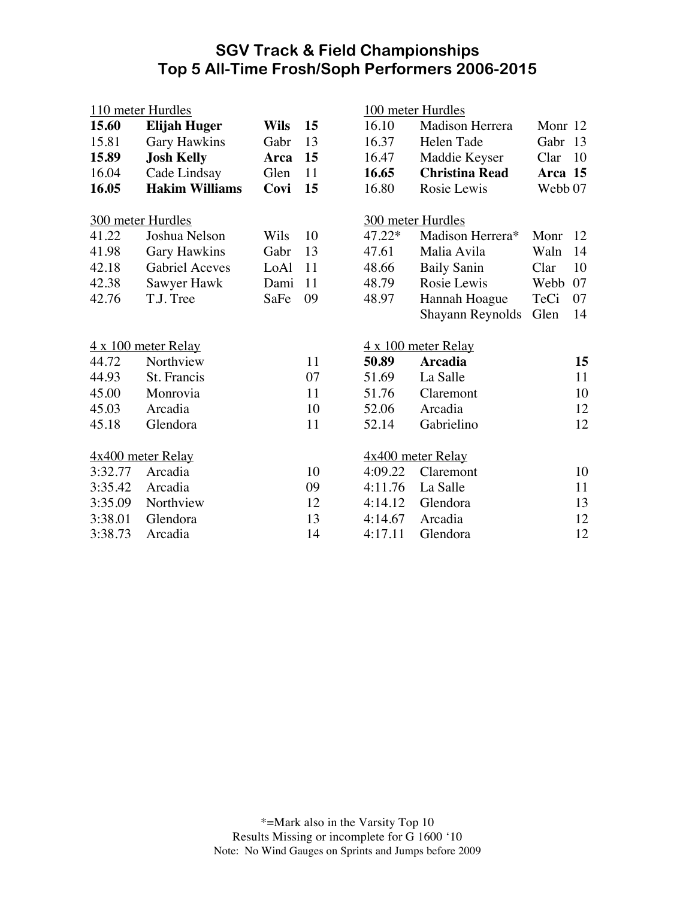# SGV Track & Field Championships
# Top 5 All-Time Frosh/Soph Performers 2006-2015

### 110 meter Hurdles

| Mark | Name | School | Year |
|---|---|---|---|
| **15.60** | **Elijah Huger** | **Wils** | **15** |
| 15.81 | Gary Hawkins | Gabr | 13 |
| **15.89** | **Josh Kelly** | **Arca** | **15** |
| 16.04 | Cade Lindsay | Glen | 11 |
| **16.05** | **Hakim Williams** | **Covi** | **15** |

### 100 meter Hurdles

| Mark | Name | School | Year |
|---|---|---|---|
| 16.10 | Madison Herrera | Monr | 12 |
| 16.37 | Helen Tade | Gabr | 13 |
| 16.47 | Maddie Keyser | Clar | 10 |
| **16.65** | **Christina Read** | **Arca** | **15** |
| 16.80 | Rosie Lewis | Webb | 07 |

### 300 meter Hurdles (Boys)

| Mark | Name | School | Year |
|---|---|---|---|
| 41.22 | Joshua Nelson | Wils | 10 |
| 41.98 | Gary Hawkins | Gabr | 13 |
| 42.18 | Gabriel Aceves | LoAl | 11 |
| 42.38 | Sawyer Hawk | Dami | 11 |
| 42.76 | T.J. Tree | SaFe | 09 |

### 300 meter Hurdles (Girls)

| Mark | Name | School | Year |
|---|---|---|---|
| 47.22* | Madison Herrera* | Monr | 12 |
| 47.61 | Malia Avila | Waln | 14 |
| 48.66 | Baily Sanin | Clar | 10 |
| 48.79 | Rosie Lewis | Webb | 07 |
| 48.97 | Hannah Hoague | TeCi | 07 |
| | Shayann Reynolds | Glen | 14 |

### 4 x 100 meter Relay (Boys)

| Mark | School | Year |
|---|---|---|
| 44.72 | Northview | 11 |
| 44.93 | St. Francis | 07 |
| 45.00 | Monrovia | 11 |
| 45.03 | Arcadia | 10 |
| 45.18 | Glendora | 11 |

### 4 x 100 meter Relay (Girls)

| Mark | School | Year |
|---|---|---|
| **50.89** | **Arcadia** | **15** |
| 51.69 | La Salle | 11 |
| 51.76 | Claremont | 10 |
| 52.06 | Arcadia | 12 |
| 52.14 | Gabrielino | 12 |

### 4x400 meter Relay (Boys)

| Mark | School | Year |
|---|---|---|
| 3:32.77 | Arcadia | 10 |
| 3:35.42 | Arcadia | 09 |
| 3:35.09 | Northview | 12 |
| 3:38.01 | Glendora | 13 |
| 3:38.73 | Arcadia | 14 |

### 4x400 meter Relay (Girls)

| Mark | School | Year |
|---|---|---|
| 4:09.22 | Claremont | 10 |
| 4:11.76 | La Salle | 11 |
| 4:14.12 | Glendora | 13 |
| 4:14.67 | Arcadia | 12 |
| 4:17.11 | Glendora | 12 |

*=Mark also in the Varsity Top 10
Results Missing or incomplete for G 1600 '10
Note: No Wind Gauges on Sprints and Jumps before 2009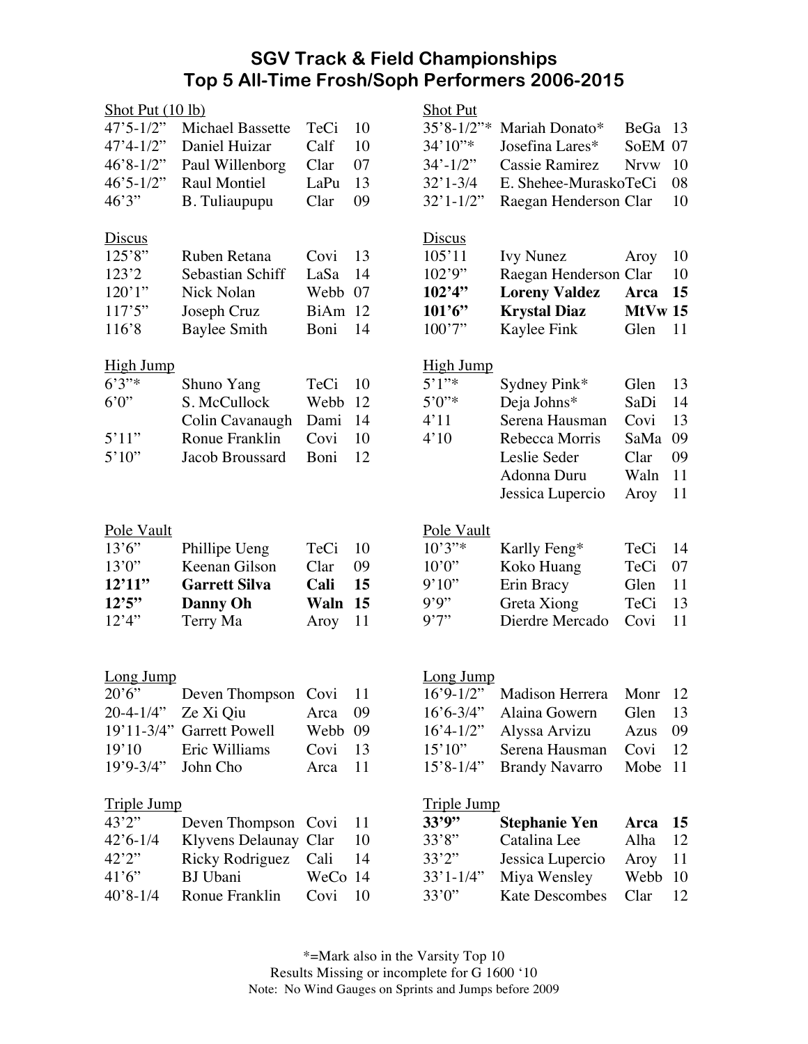# SGV Track & Field Championships
# Top 5 All-Time Frosh/Soph Performers 2006-2015

**Shot Put (10 lb)**

| | | | |
|---|---|---|---|
| 47'5-1/2" | Michael Bassette | TeCi | 10 |
| 47'4-1/2" | Daniel Huizar | Calf | 10 |
| 46'8-1/2" | Paul Willenborg | Clar | 07 |
| 46'5-1/2" | Raul Montiel | LaPu | 13 |
| 46'3" | B. Tuliaupupu | Clar | 09 |

**Discus**

| | | | |
|---|---|---|---|
| 125'8" | Ruben Retana | Covi | 13 |
| 123'2 | Sebastian Schiff | LaSa | 14 |
| 120'1" | Nick Nolan | Webb | 07 |
| 117'5" | Joseph Cruz | BiAm | 12 |
| 116'8 | Baylee Smith | Boni | 14 |

**High Jump**

| | | | |
|---|---|---|---|
| 6'3"* | Shuno Yang | TeCi | 10 |
| 6'0" | S. McCullock | Webb | 12 |
| | Colin Cavanaugh | Dami | 14 |
| 5'11" | Ronue Franklin | Covi | 10 |
| 5'10" | Jacob Broussard | Boni | 12 |

**Pole Vault**

| | | | |
|---|---|---|---|
| 13'6" | Phillipe Ueng | TeCi | 10 |
| 13'0" | Keenan Gilson | Clar | 09 |
| **12'11"** | **Garrett Silva** | **Cali** | **15** |
| **12'5"** | **Danny Oh** | **Waln** | **15** |
| 12'4" | Terry Ma | Aroy | 11 |

**Long Jump**

| | | | |
|---|---|---|---|
| 20'6" | Deven Thompson | Covi | 11 |
| 20-4-1/4" | Ze Xi Qiu | Arca | 09 |
| 19'11-3/4" | Garrett Powell | Webb | 09 |
| 19'10 | Eric Williams | Covi | 13 |
| 19'9-3/4" | John Cho | Arca | 11 |

**Triple Jump**

| | | | |
|---|---|---|---|
| 43'2" | Deven Thompson | Covi | 11 |
| 42'6-1/4 | Klyvens Delaunay | Clar | 10 |
| 42'2" | Ricky Rodriguez | Cali | 14 |
| 41'6" | BJ Ubani | WeCo | 14 |
| 40'8-1/4 | Ronue Franklin | Covi | 10 |

**Shot Put**

| | | | |
|---|---|---|---|
| 35'8-1/2"* | Mariah Donato* | BeGa | 13 |
| 34'10"* | Josefina Lares* | SoEM | 07 |
| 34'-1/2" | Cassie Ramirez | Nrvw | 10 |
| 32'1-3/4 | E. Shehee-Murasko | TeCi | 08 |
| 32'1-1/2" | Raegan Henderson | Clar | 10 |

**Discus**

| | | | |
|---|---|---|---|
| 105'11 | Ivy Nunez | Aroy | 10 |
| 102'9" | Raegan Henderson | Clar | 10 |
| **102'4"** | **Loreny Valdez** | **Arca** | **15** |
| **101'6"** | **Krystal Diaz** | **MtVw** | **15** |
| 100'7" | Kaylee Fink | Glen | 11 |

**High Jump**

| | | | |
|---|---|---|---|
| 5'1"* | Sydney Pink* | Glen | 13 |
| 5'0"* | Deja Johns* | SaDi | 14 |
| 4'11 | Serena Hausman | Covi | 13 |
| 4'10 | Rebecca Morris | SaMa | 09 |
| | Leslie Seder | Clar | 09 |
| | Adonna Duru | Waln | 11 |
| | Jessica Lupercio | Aroy | 11 |

**Pole Vault**

| | | | |
|---|---|---|---|
| 10'3"* | Karlly Feng* | TeCi | 14 |
| 10'0" | Koko Huang | TeCi | 07 |
| 9'10" | Erin Bracy | Glen | 11 |
| 9'9" | Greta Xiong | TeCi | 13 |
| 9'7" | Dierdre Mercado | Covi | 11 |

**Long Jump**

| | | | |
|---|---|---|---|
| 16'9-1/2" | Madison Herrera | Monr | 12 |
| 16'6-3/4" | Alaina Gowern | Glen | 13 |
| 16'4-1/2" | Alyssa Arvizu | Azus | 09 |
| 15'10" | Serena Hausman | Covi | 12 |
| 15'8-1/4" | Brandy Navarro | Mobe | 11 |

**Triple Jump**

| | | | |
|---|---|---|---|
| **33'9"** | **Stephanie Yen** | **Arca** | **15** |
| 33'8" | Catalina Lee | Alha | 12 |
| 33'2" | Jessica Lupercio | Aroy | 11 |
| 33'1-1/4" | Miya Wensley | Webb | 10 |
| 33'0" | Kate Descombes | Clar | 12 |

*=Mark also in the Varsity Top 10
Results Missing or incomplete for G 1600 '10
Note: No Wind Gauges on Sprints and Jumps before 2009